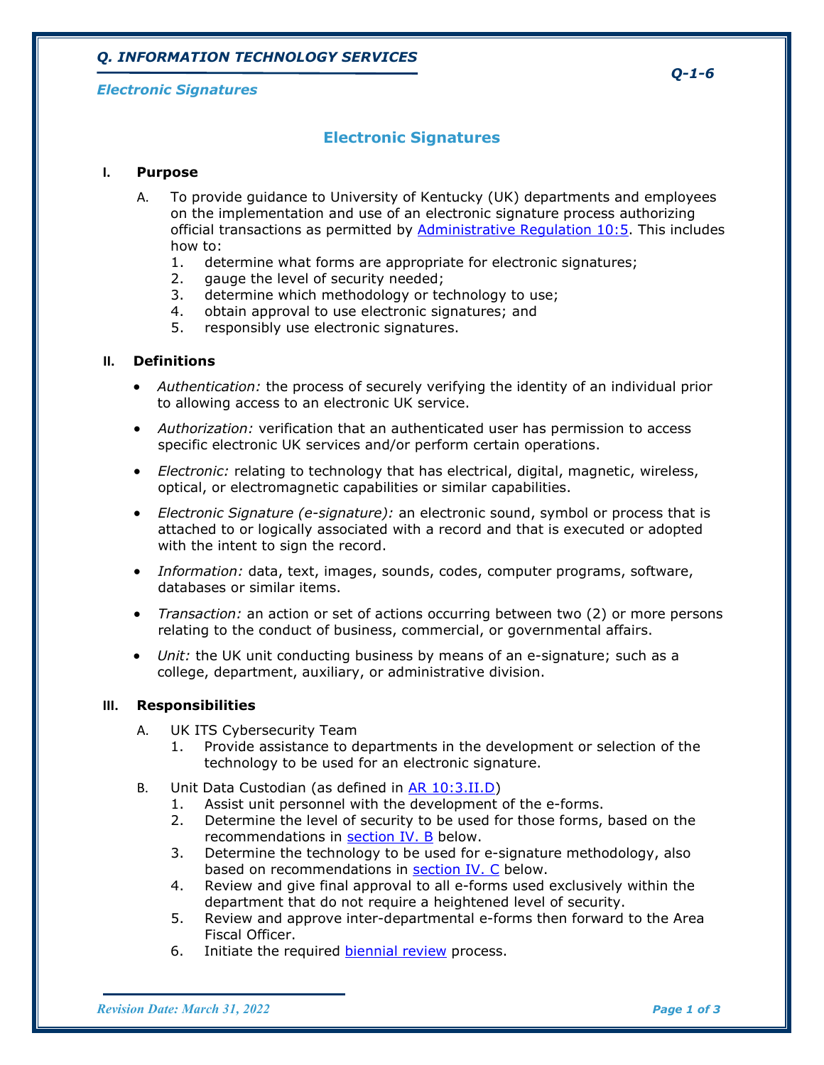# Electronic Signatures

## I. Purpose

A. To provide guidance to University of Kentucky (UK) departments and employees on the implementation and use of an electronic signature process authorizing official transactions as permitted by Administrative Regulation 10:5. This includes how to:
   1. determine what forms are appropriate for electronic signatures;
   2. gauge the level of security needed;
   3. determine which methodology or technology to use;
   4. obtain approval to use electronic signatures; and
   5. responsibly use electronic signatures.

## II. Definitions

- *Authentication:* the process of securely verifying the identity of an individual prior to allowing access to an electronic UK service.
- *Authorization:* verification that an authenticated user has permission to access specific electronic UK services and/or perform certain operations.
- *Electronic:* relating to technology that has electrical, digital, magnetic, wireless, optical, or electromagnetic capabilities or similar capabilities.
- *Electronic Signature (e-signature):* an electronic sound, symbol or process that is attached to or logically associated with a record and that is executed or adopted with the intent to sign the record.
- *Information:* data, text, images, sounds, codes, computer programs, software, databases or similar items.
- *Transaction:* an action or set of actions occurring between two (2) or more persons relating to the conduct of business, commercial, or governmental affairs.
- *Unit:* the UK unit conducting business by means of an e-signature; such as a college, department, auxiliary, or administrative division.

## III. Responsibilities

A. UK ITS Cybersecurity Team
   1. Provide assistance to departments in the development or selection of the technology to be used for an electronic signature.

B. Unit Data Custodian (as defined in AR 10:3.II.D)
   1. Assist unit personnel with the development of the e-forms.
   2. Determine the level of security to be used for those forms, based on the recommendations in section IV. B below.
   3. Determine the technology to be used for e-signature methodology, also based on recommendations in section IV. C below.
   4. Review and give final approval to all e-forms used exclusively within the department that do not require a heightened level of security.
   5. Review and approve inter-departmental e-forms then forward to the Area Fiscal Officer.
   6. Initiate the required biennial review process.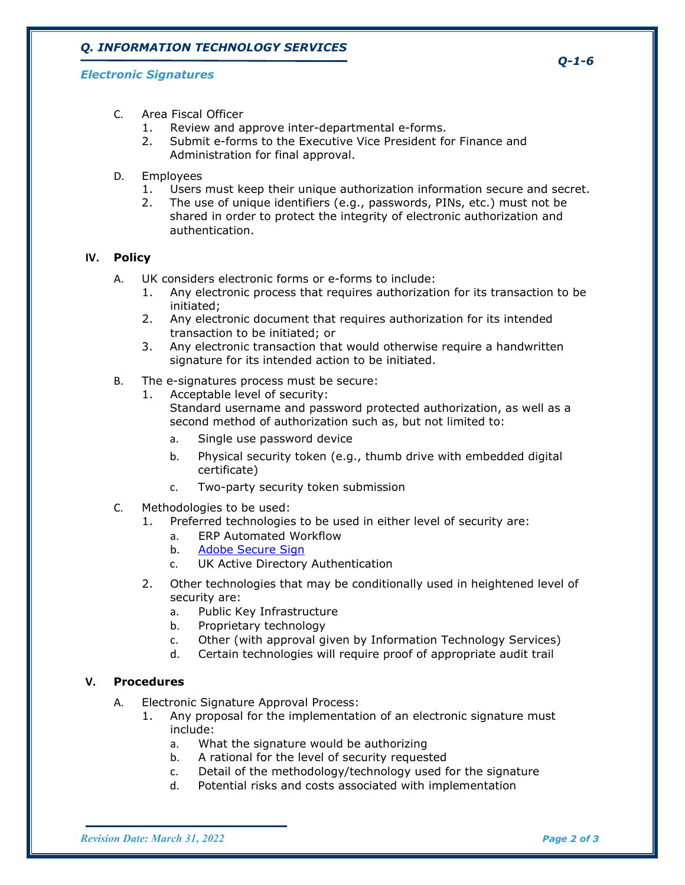C. Area Fiscal Officer
   1. Review and approve inter-departmental e-forms.
   2. Submit e-forms to the Executive Vice President for Finance and Administration for final approval.

D. Employees
   1. Users must keep their unique authorization information secure and secret.
   2. The use of unique identifiers (e.g., passwords, PINs, etc.) must not be shared in order to protect the integrity of electronic authorization and authentication.

## IV. Policy

A. UK considers electronic forms or e-forms to include:
   1. Any electronic process that requires authorization for its transaction to be initiated;
   2. Any electronic document that requires authorization for its intended transaction to be initiated; or
   3. Any electronic transaction that would otherwise require a handwritten signature for its intended action to be initiated.

B. The e-signatures process must be secure:
   1. Acceptable level of security:
      Standard username and password protected authorization, as well as a second method of authorization such as, but not limited to:
      a. Single use password device
      b. Physical security token (e.g., thumb drive with embedded digital certificate)
      c. Two-party security token submission

C. Methodologies to be used:
   1. Preferred technologies to be used in either level of security are:
      a. ERP Automated Workflow
      b. Adobe Secure Sign
      c. UK Active Directory Authentication
   2. Other technologies that may be conditionally used in heightened level of security are:
      a. Public Key Infrastructure
      b. Proprietary technology
      c. Other (with approval given by Information Technology Services)
      d. Certain technologies will require proof of appropriate audit trail

## V. Procedures

A. Electronic Signature Approval Process:
   1. Any proposal for the implementation of an electronic signature must include:
      a. What the signature would be authorizing
      b. A rational for the level of security requested
      c. Detail of the methodology/technology used for the signature
      d. Potential risks and costs associated with implementation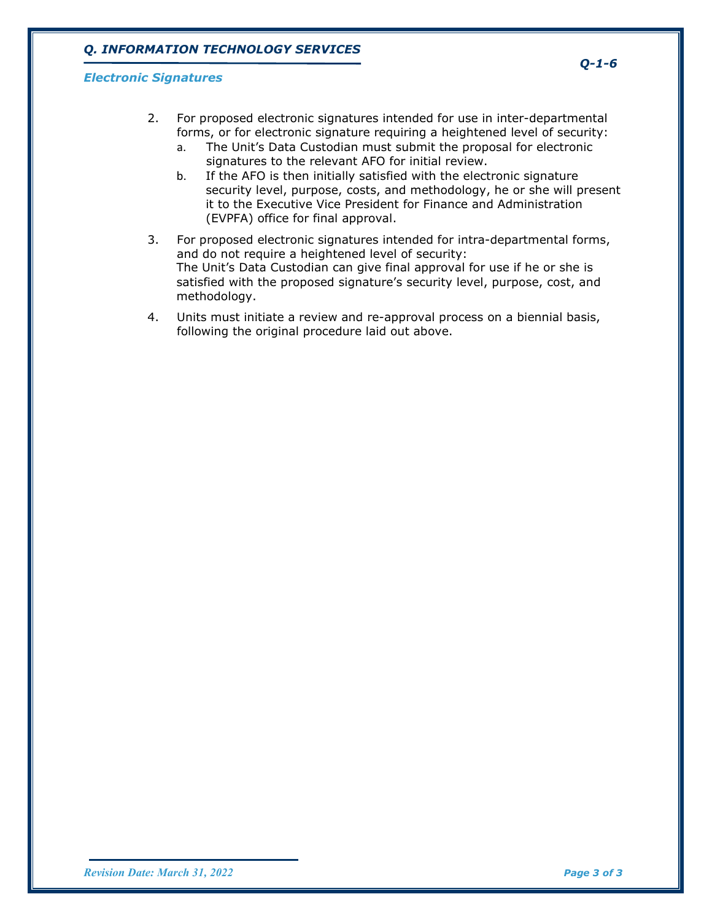2. For proposed electronic signatures intended for use in inter-departmental forms, or for electronic signature requiring a heightened level of security:
   a. The Unit's Data Custodian must submit the proposal for electronic signatures to the relevant AFO for initial review.
   b. If the AFO is then initially satisfied with the electronic signature security level, purpose, costs, and methodology, he or she will present it to the Executive Vice President for Finance and Administration (EVPFA) office for final approval.

3. For proposed electronic signatures intended for intra-departmental forms, and do not require a heightened level of security:
   The Unit's Data Custodian can give final approval for use if he or she is satisfied with the proposed signature's security level, purpose, cost, and methodology.

4. Units must initiate a review and re-approval process on a biennial basis, following the original procedure laid out above.